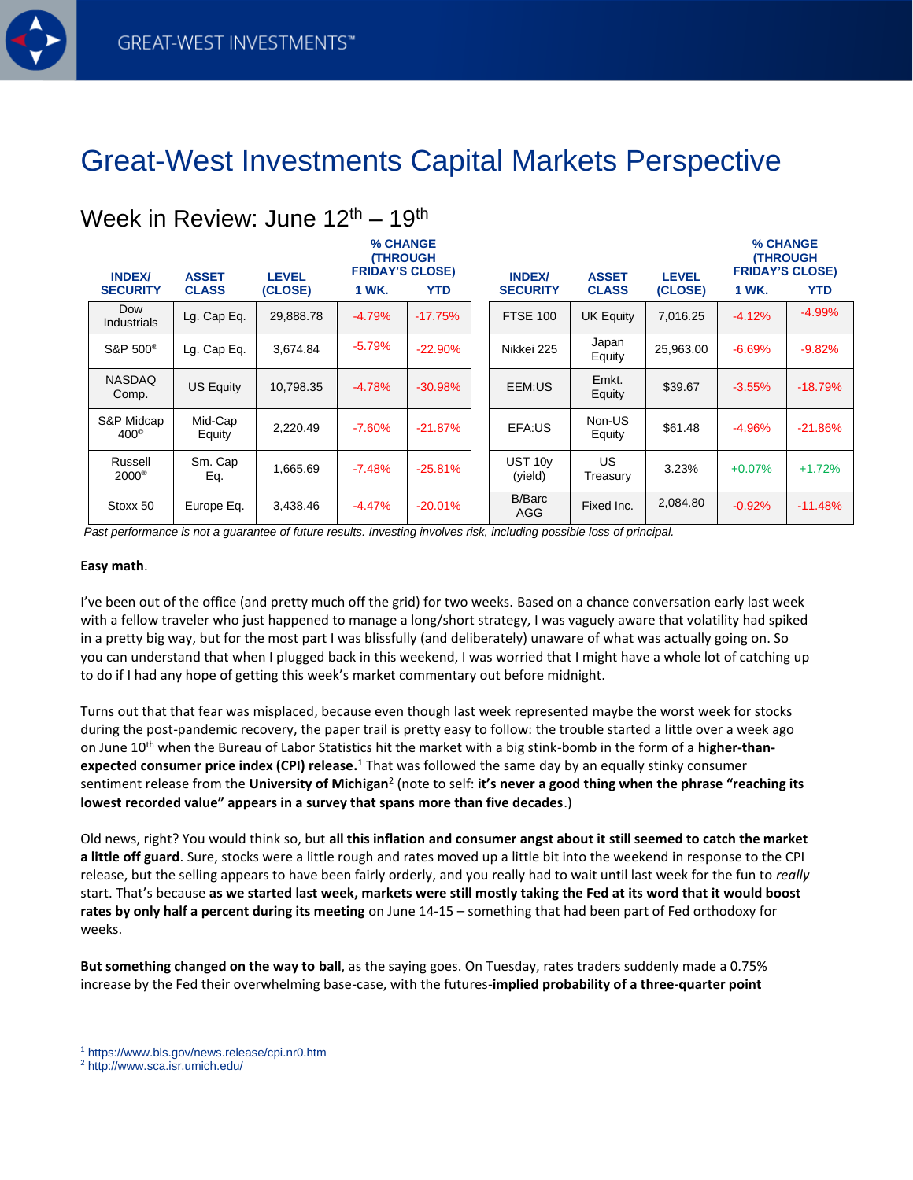# Great-West Investments Capital Markets Perspective

## Week in Review: June 12th – 19th

| INDEX/ SECURITY | ASSET CLASS | LEVEL (CLOSE) | % CHANGE (THROUGH FRIDAY'S CLOSE) 1 WK. | YTD | INDEX/ SECURITY | ASSET CLASS | LEVEL (CLOSE) | % CHANGE (THROUGH FRIDAY'S CLOSE) 1 WK. | YTD |
|---|---|---|---|---|---|---|---|---|---|
| Dow Industrials | Lg. Cap Eq. | 29,888.78 | -4.79% | -17.75% | FTSE 100 | UK Equity | 7,016.25 | -4.12% | -4.99% |
| S&P 500® | Lg. Cap Eq. | 3,674.84 | -5.79% | -22.90% | Nikkei 225 | Japan Equity | 25,963.00 | -6.69% | -9.82% |
| NASDAQ Comp. | US Equity | 10,798.35 | -4.78% | -30.98% | EEM:US | Emkt. Equity | $39.67 | -3.55% | -18.79% |
| S&P Midcap 400© | Mid-Cap Equity | 2,220.49 | -7.60% | -21.87% | EFA:US | Non-US Equity | $61.48 | -4.96% | -21.86% |
| Russell 2000® | Sm. Cap Eq. | 1,665.69 | -7.48% | -25.81% | UST 10y (yield) | US Treasury | 3.23% | +0.07% | +1.72% |
| Stoxx 50 | Europe Eq. | 3,438.46 | -4.47% | -20.01% | B/Barc AGG | Fixed Inc. | 2,084.80 | -0.92% | -11.48% |

*Past performance is not a guarantee of future results. Investing involves risk, including possible loss of principal.*

**Easy math**.

I've been out of the office (and pretty much off the grid) for two weeks. Based on a chance conversation early last week with a fellow traveler who just happened to manage a long/short strategy, I was vaguely aware that volatility had spiked in a pretty big way, but for the most part I was blissfully (and deliberately) unaware of what was actually going on. So you can understand that when I plugged back in this weekend, I was worried that I might have a whole lot of catching up to do if I had any hope of getting this week's market commentary out before midnight.

Turns out that that fear was misplaced, because even though last week represented maybe the worst week for stocks during the post-pandemic recovery, the paper trail is pretty easy to follow: the trouble started a little over a week ago on June 10th when the Bureau of Labor Statistics hit the market with a big stink-bomb in the form of a **higher-than-expected consumer price index (CPI) release.**[1] That was followed the same day by an equally stinky consumer sentiment release from the **University of Michigan**[2] (note to self: **it's never a good thing when the phrase "reaching its lowest recorded value" appears in a survey that spans more than five decades**.)

Old news, right? You would think so, but **all this inflation and consumer angst about it still seemed to catch the market a little off guard**. Sure, stocks were a little rough and rates moved up a little bit into the weekend in response to the CPI release, but the selling appears to have been fairly orderly, and you really had to wait until last week for the fun to *really* start. That's because **as we started last week, markets were still mostly taking the Fed at its word that it would boost rates by only half a percent during its meeting** on June 14-15 – something that had been part of Fed orthodoxy for weeks.

**But something changed on the way to ball**, as the saying goes. On Tuesday, rates traders suddenly made a 0.75% increase by the Fed their overwhelming base-case, with the futures-**implied probability of a three-quarter point**

[1] https://www.bls.gov/news.release/cpi.nr0.htm
[2] http://www.sca.isr.umich.edu/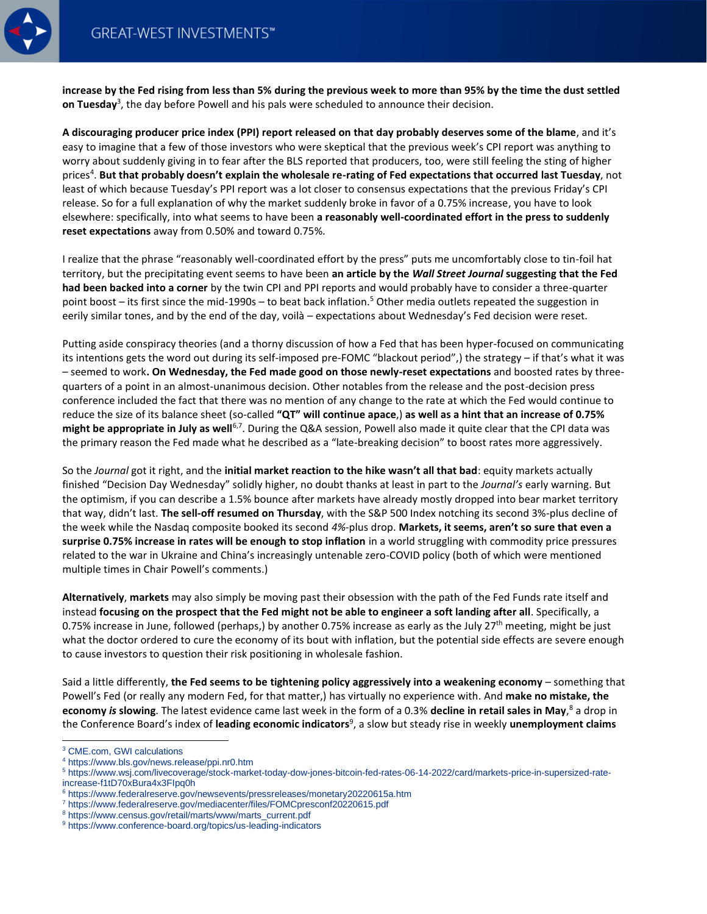**increase by the Fed rising from less than 5% during the previous week to more than 95% by the time the dust settled on Tuesday**[3], the day before Powell and his pals were scheduled to announce their decision.

**A discouraging producer price index (PPI) report released on that day probably deserves some of the blame**, and it's easy to imagine that a few of those investors who were skeptical that the previous week's CPI report was anything to worry about suddenly giving in to fear after the BLS reported that producers, too, were still feeling the sting of higher prices[4]. **But that probably doesn't explain the wholesale re-rating of Fed expectations that occurred last Tuesday**, not least of which because Tuesday's PPI report was a lot closer to consensus expectations that the previous Friday's CPI release. So for a full explanation of why the market suddenly broke in favor of a 0.75% increase, you have to look elsewhere: specifically, into what seems to have been **a reasonably well-coordinated effort in the press to suddenly reset expectations** away from 0.50% and toward 0.75%.

I realize that the phrase "reasonably well-coordinated effort by the press" puts me uncomfortably close to tin-foil hat territory, but the precipitating event seems to have been **an article by the *Wall Street Journal* suggesting that the Fed had been backed into a corner** by the twin CPI and PPI reports and would probably have to consider a three-quarter point boost – its first since the mid-1990s – to beat back inflation.[5] Other media outlets repeated the suggestion in eerily similar tones, and by the end of the day, voilà – expectations about Wednesday's Fed decision were reset.

Putting aside conspiracy theories (and a thorny discussion of how a Fed that has been hyper-focused on communicating its intentions gets the word out during its self-imposed pre-FOMC "blackout period",) the strategy – if that's what it was – seemed to work**. On Wednesday, the Fed made good on those newly-reset expectations** and boosted rates by three-quarters of a point in an almost-unanimous decision. Other notables from the release and the post-decision press conference included the fact that there was no mention of any change to the rate at which the Fed would continue to reduce the size of its balance sheet (so-called **"QT" will continue apace**,) **as well as a hint that an increase of 0.75% might be appropriate in July as well**[6,7]. During the Q&A session, Powell also made it quite clear that the CPI data was the primary reason the Fed made what he described as a "late-breaking decision" to boost rates more aggressively.

So the *Journal* got it right, and the **initial market reaction to the hike wasn't all that bad**: equity markets actually finished "Decision Day Wednesday" solidly higher, no doubt thanks at least in part to the *Journal's* early warning. But the optimism, if you can describe a 1.5% bounce after markets have already mostly dropped into bear market territory that way, didn't last. **The sell-off resumed on Thursday**, with the S&P 500 Index notching its second 3%-plus decline of the week while the Nasdaq composite booked its second *4%*-plus drop. **Markets, it seems, aren't so sure that even a surprise 0.75% increase in rates will be enough to stop inflation** in a world struggling with commodity price pressures related to the war in Ukraine and China's increasingly untenable zero-COVID policy (both of which were mentioned multiple times in Chair Powell's comments.)

**Alternatively**, **markets** may also simply be moving past their obsession with the path of the Fed Funds rate itself and instead **focusing on the prospect that the Fed might not be able to engineer a soft landing after all**. Specifically, a 0.75% increase in June, followed (perhaps,) by another 0.75% increase as early as the July 27th meeting, might be just what the doctor ordered to cure the economy of its bout with inflation, but the potential side effects are severe enough to cause investors to question their risk positioning in wholesale fashion.

Said a little differently, **the Fed seems to be tightening policy aggressively into a weakening economy** – something that Powell's Fed (or really any modern Fed, for that matter,) has virtually no experience with. And **make no mistake, the economy *is* slowing**. The latest evidence came last week in the form of a 0.3% **decline in retail sales in May**,[8] a drop in the Conference Board's index of **leading economic indicators**[9], a slow but steady rise in weekly **unemployment claims**

---

[3] CME.com, GWI calculations
[4] https://www.bls.gov/news.release/ppi.nr0.htm
[5] https://www.wsj.com/livecoverage/stock-market-today-dow-jones-bitcoin-fed-rates-06-14-2022/card/markets-price-in-supersized-rate-increase-f1tD70xBura4x3FIpq0h
[6] https://www.federalreserve.gov/newsevents/pressreleases/monetary20220615a.htm
[7] https://www.federalreserve.gov/mediacenter/files/FOMCpresconf20220615.pdf
[8] https://www.census.gov/retail/marts/www/marts_current.pdf
[9] https://www.conference-board.org/topics/us-leading-indicators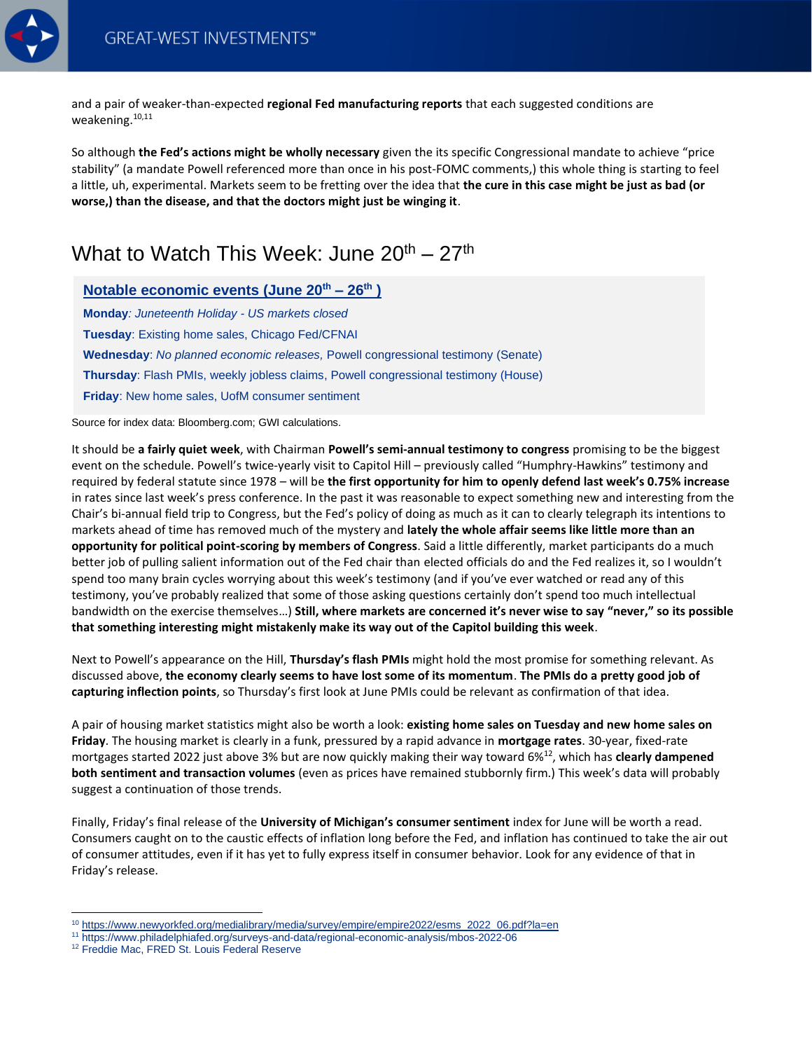and a pair of weaker-than-expected **regional Fed manufacturing reports** that each suggested conditions are weakening.[10,11]

So although **the Fed's actions might be wholly necessary** given the its specific Congressional mandate to achieve "price stability" (a mandate Powell referenced more than once in his post-FOMC comments,) this whole thing is starting to feel a little, uh, experimental. Markets seem to be fretting over the idea that **the cure in this case might be just as bad (or worse,) than the disease, and that the doctors might just be winging it**.

# What to Watch This Week: June 20th – 27th

**Notable economic events (June 20th – 26th )**

**Monday**: *Juneteenth Holiday - US markets closed*

**Tuesday**: Existing home sales, Chicago Fed/CFNAI

**Wednesday**: *No planned economic releases,* Powell congressional testimony (Senate)

**Thursday**: Flash PMIs, weekly jobless claims, Powell congressional testimony (House)

**Friday**: New home sales, UofM consumer sentiment

Source for index data: Bloomberg.com; GWI calculations.

It should be **a fairly quiet week**, with Chairman **Powell's semi-annual testimony to congress** promising to be the biggest event on the schedule. Powell's twice-yearly visit to Capitol Hill – previously called "Humphry-Hawkins" testimony and required by federal statute since 1978 – will be **the first opportunity for him to openly defend last week's 0.75% increase** in rates since last week's press conference. In the past it was reasonable to expect something new and interesting from the Chair's bi-annual field trip to Congress, but the Fed's policy of doing as much as it can to clearly telegraph its intentions to markets ahead of time has removed much of the mystery and **lately the whole affair seems like little more than an opportunity for political point-scoring by members of Congress**. Said a little differently, market participants do a much better job of pulling salient information out of the Fed chair than elected officials do and the Fed realizes it, so I wouldn't spend too many brain cycles worrying about this week's testimony (and if you've ever watched or read any of this testimony, you've probably realized that some of those asking questions certainly don't spend too much intellectual bandwidth on the exercise themselves…) **Still, where markets are concerned it's never wise to say "never," so its possible that something interesting might mistakenly make its way out of the Capitol building this week**.

Next to Powell's appearance on the Hill, **Thursday's flash PMIs** might hold the most promise for something relevant. As discussed above, **the economy clearly seems to have lost some of its momentum**. **The PMIs do a pretty good job of capturing inflection points**, so Thursday's first look at June PMIs could be relevant as confirmation of that idea.

A pair of housing market statistics might also be worth a look: **existing home sales on Tuesday and new home sales on Friday**. The housing market is clearly in a funk, pressured by a rapid advance in **mortgage rates**. 30-year, fixed-rate mortgages started 2022 just above 3% but are now quickly making their way toward 6%[12], which has **clearly dampened both sentiment and transaction volumes** (even as prices have remained stubbornly firm.) This week's data will probably suggest a continuation of those trends.

Finally, Friday's final release of the **University of Michigan's consumer sentiment** index for June will be worth a read. Consumers caught on to the caustic effects of inflation long before the Fed, and inflation has continued to take the air out of consumer attitudes, even if it has yet to fully express itself in consumer behavior. Look for any evidence of that in Friday's release.

---

[10] https://www.newyorkfed.org/medialibrary/media/survey/empire/empire2022/esms_2022_06.pdf?la=en

[11] https://www.philadelphiafed.org/surveys-and-data/regional-economic-analysis/mbos-2022-06

[12] Freddie Mac, FRED St. Louis Federal Reserve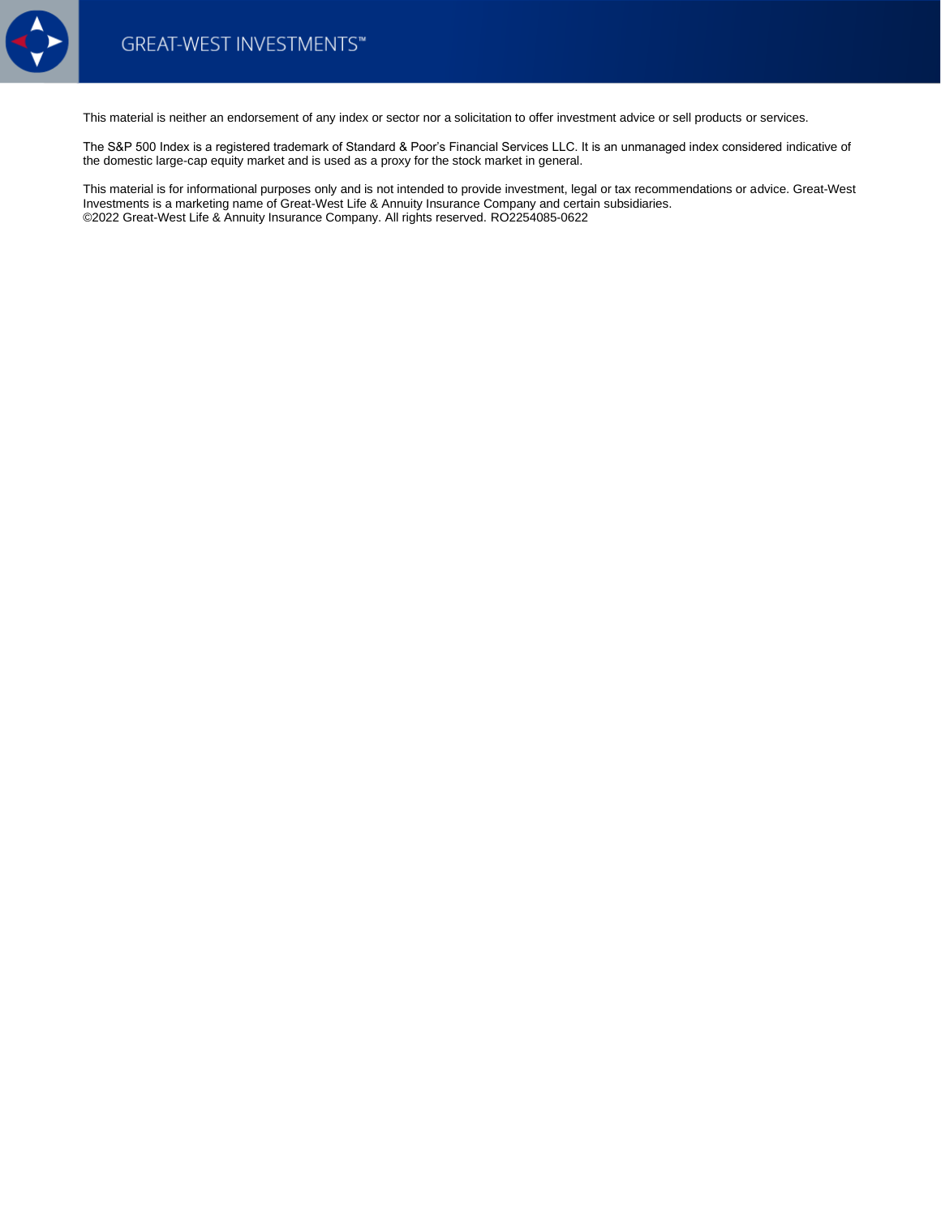This material is neither an endorsement of any index or sector nor a solicitation to offer investment advice or sell products or services.

The S&P 500 Index is a registered trademark of Standard & Poor's Financial Services LLC. It is an unmanaged index considered indicative of the domestic large-cap equity market and is used as a proxy for the stock market in general.

This material is for informational purposes only and is not intended to provide investment, legal or tax recommendations or advice. Great-West Investments is a marketing name of Great-West Life & Annuity Insurance Company and certain subsidiaries.
©2022 Great-West Life & Annuity Insurance Company. All rights reserved. RO2254085-0622